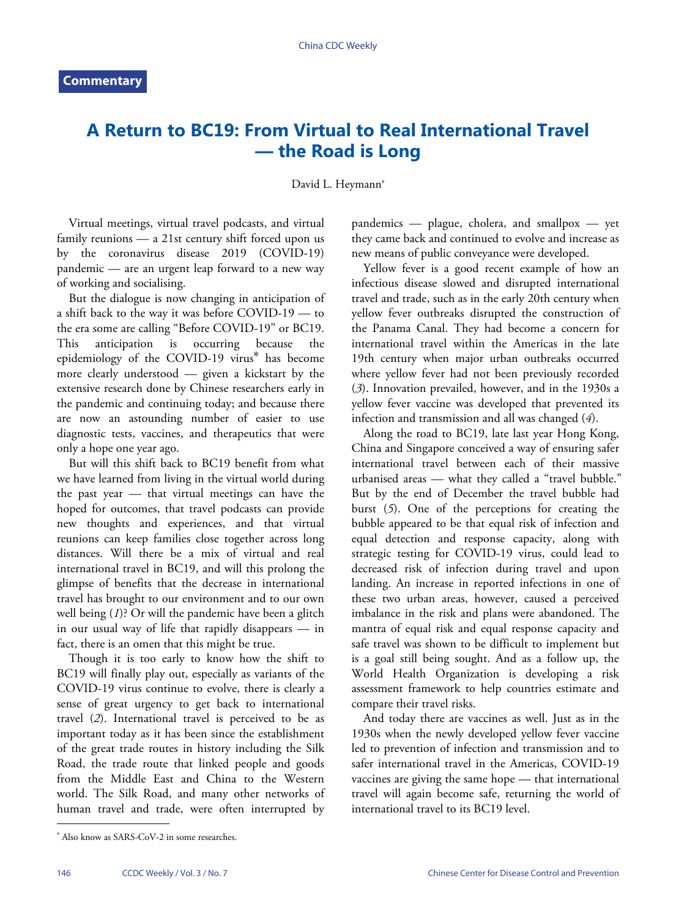Commentary

# A Return to BC19: From Virtual to Real International Travel — the Road is Long

David L. Heymann[#]

Virtual meetings, virtual travel podcasts, and virtual family reunions — a 21st century shift forced upon us by the coronavirus disease 2019 (COVID-19) pandemic — are an urgent leap forward to a new way of working and socialising.

But the dialogue is now changing in anticipation of a shift back to the way it was before COVID-19 — to the era some are calling "Before COVID-19" or BC19. This anticipation is occurring because the epidemiology of the COVID-19 virus[*] has become more clearly understood — given a kickstart by the extensive research done by Chinese researchers early in the pandemic and continuing today; and because there are now an astounding number of easier to use diagnostic tests, vaccines, and therapeutics that were only a hope one year ago.

But will this shift back to BC19 benefit from what we have learned from living in the virtual world during the past year — that virtual meetings can have the hoped for outcomes, that travel podcasts can provide new thoughts and experiences, and that virtual reunions can keep families close together across long distances. Will there be a mix of virtual and real international travel in BC19, and will this prolong the glimpse of benefits that the decrease in international travel has brought to our environment and to our own well being (*1*)? Or will the pandemic have been a glitch in our usual way of life that rapidly disappears — in fact, there is an omen that this might be true.

Though it is too early to know how the shift to BC19 will finally play out, especially as variants of the COVID-19 virus continue to evolve, there is clearly a sense of great urgency to get back to international travel (*2*). International travel is perceived to be as important today as it has been since the establishment of the great trade routes in history including the Silk Road, the trade route that linked people and goods from the Middle East and China to the Western world. The Silk Road, and many other networks of human travel and trade, were often interrupted by pandemics — plague, cholera, and smallpox — yet they came back and continued to evolve and increase as new means of public conveyance were developed.

Yellow fever is a good recent example of how an infectious disease slowed and disrupted international travel and trade, such as in the early 20th century when yellow fever outbreaks disrupted the construction of the Panama Canal. They had become a concern for international travel within the Americas in the late 19th century when major urban outbreaks occurred where yellow fever had not been previously recorded (*3*). Innovation prevailed, however, and in the 1930s a yellow fever vaccine was developed that prevented its infection and transmission and all was changed (*4*).

Along the road to BC19, late last year Hong Kong, China and Singapore conceived a way of ensuring safer international travel between each of their massive urbanised areas — what they called a "travel bubble." But by the end of December the travel bubble had burst (*5*). One of the perceptions for creating the bubble appeared to be that equal risk of infection and equal detection and response capacity, along with strategic testing for COVID-19 virus, could lead to decreased risk of infection during travel and upon landing. An increase in reported infections in one of these two urban areas, however, caused a perceived imbalance in the risk and plans were abandoned. The mantra of equal risk and equal response capacity and safe travel was shown to be difficult to implement but is a goal still being sought. And as a follow up, the World Health Organization is developing a risk assessment framework to help countries estimate and compare their travel risks.

And today there are vaccines as well. Just as in the 1930s when the newly developed yellow fever vaccine led to prevention of infection and transmission and to safer international travel in the Americas, COVID-19 vaccines are giving the same hope — that international travel will again become safe, returning the world of international travel to its BC19 level.

[*] Also know as SARS-CoV-2 in some researches.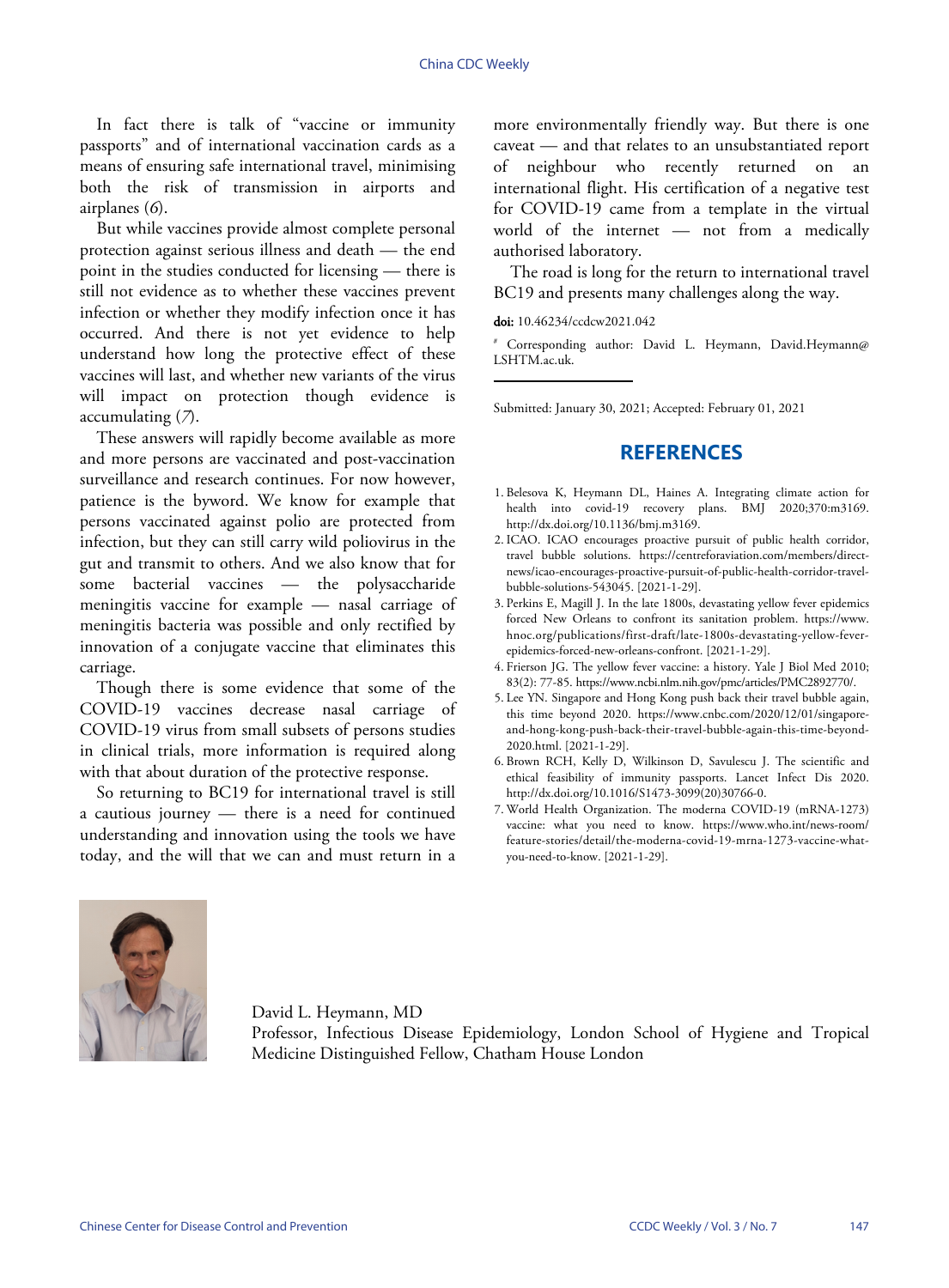In fact there is talk of "vaccine or immunity passports" and of international vaccination cards as a means of ensuring safe international travel, minimising both the risk of transmission in airports and airplanes (*6*).

But while vaccines provide almost complete personal protection against serious illness and death — the end point in the studies conducted for licensing — there is still not evidence as to whether these vaccines prevent infection or whether they modify infection once it has occurred. And there is not yet evidence to help understand how long the protective effect of these vaccines will last, and whether new variants of the virus will impact on protection though evidence is accumulating (*7*).

These answers will rapidly become available as more and more persons are vaccinated and post-vaccination surveillance and research continues. For now however, patience is the byword. We know for example that persons vaccinated against polio are protected from infection, but they can still carry wild poliovirus in the gut and transmit to others. And we also know that for some bacterial vaccines — the polysaccharide meningitis vaccine for example — nasal carriage of meningitis bacteria was possible and only rectified by innovation of a conjugate vaccine that eliminates this carriage.

Though there is some evidence that some of the COVID-19 vaccines decrease nasal carriage of COVID-19 virus from small subsets of persons studies in clinical trials, more information is required along with that about duration of the protective response.

So returning to BC19 for international travel is still a cautious journey — there is a need for continued understanding and innovation using the tools we have today, and the will that we can and must return in a more environmentally friendly way. But there is one caveat — and that relates to an unsubstantiated report of neighbour who recently returned on an international flight. His certification of a negative test for COVID-19 came from a template in the virtual world of the internet — not from a medically authorised laboratory.

The road is long for the return to international travel BC19 and presents many challenges along the way.

**doi:** 10.46234/ccdcw2021.042

[#] Corresponding author: David L. Heymann, David.Heymann@LSHTM.ac.uk.

Submitted: January 30, 2021; Accepted: February 01, 2021

## REFERENCES

1. Belesova K, Heymann DL, Haines A. Integrating climate action for health into covid-19 recovery plans. BMJ 2020;370:m3169. http://dx.doi.org/10.1136/bmj.m3169.
2. ICAO. ICAO encourages proactive pursuit of public health corridor, travel bubble solutions. https://centreforaviation.com/members/direct-news/icao-encourages-proactive-pursuit-of-public-health-corridor-travel-bubble-solutions-543045. [2021-1-29].
3. Perkins E, Magill J. In the late 1800s, devastating yellow fever epidemics forced New Orleans to confront its sanitation problem. https://www.hnoc.org/publications/first-draft/late-1800s-devastating-yellow-fever-epidemics-forced-new-orleans-confront. [2021-1-29].
4. Frierson JG. The yellow fever vaccine: a history. Yale J Biol Med 2010;83(2): 77-85. https://www.ncbi.nlm.nih.gov/pmc/articles/PMC2892770/.
5. Lee YN. Singapore and Hong Kong push back their travel bubble again, this time beyond 2020. https://www.cnbc.com/2020/12/01/singapore-and-hong-kong-push-back-their-travel-bubble-again-this-time-beyond-2020.html. [2021-1-29].
6. Brown RCH, Kelly D, Wilkinson D, Savulescu J. The scientific and ethical feasibility of immunity passports. Lancet Infect Dis 2020. http://dx.doi.org/10.1016/S1473-3099(20)30766-0.
7. World Health Organization. The moderna COVID-19 (mRNA-1273) vaccine: what you need to know. https://www.who.int/news-room/feature-stories/detail/the-moderna-covid-19-mrna-1273-vaccine-what-you-need-to-know. [2021-1-29].

David L. Heymann, MD
Professor, Infectious Disease Epidemiology, London School of Hygiene and Tropical Medicine Distinguished Fellow, Chatham House London